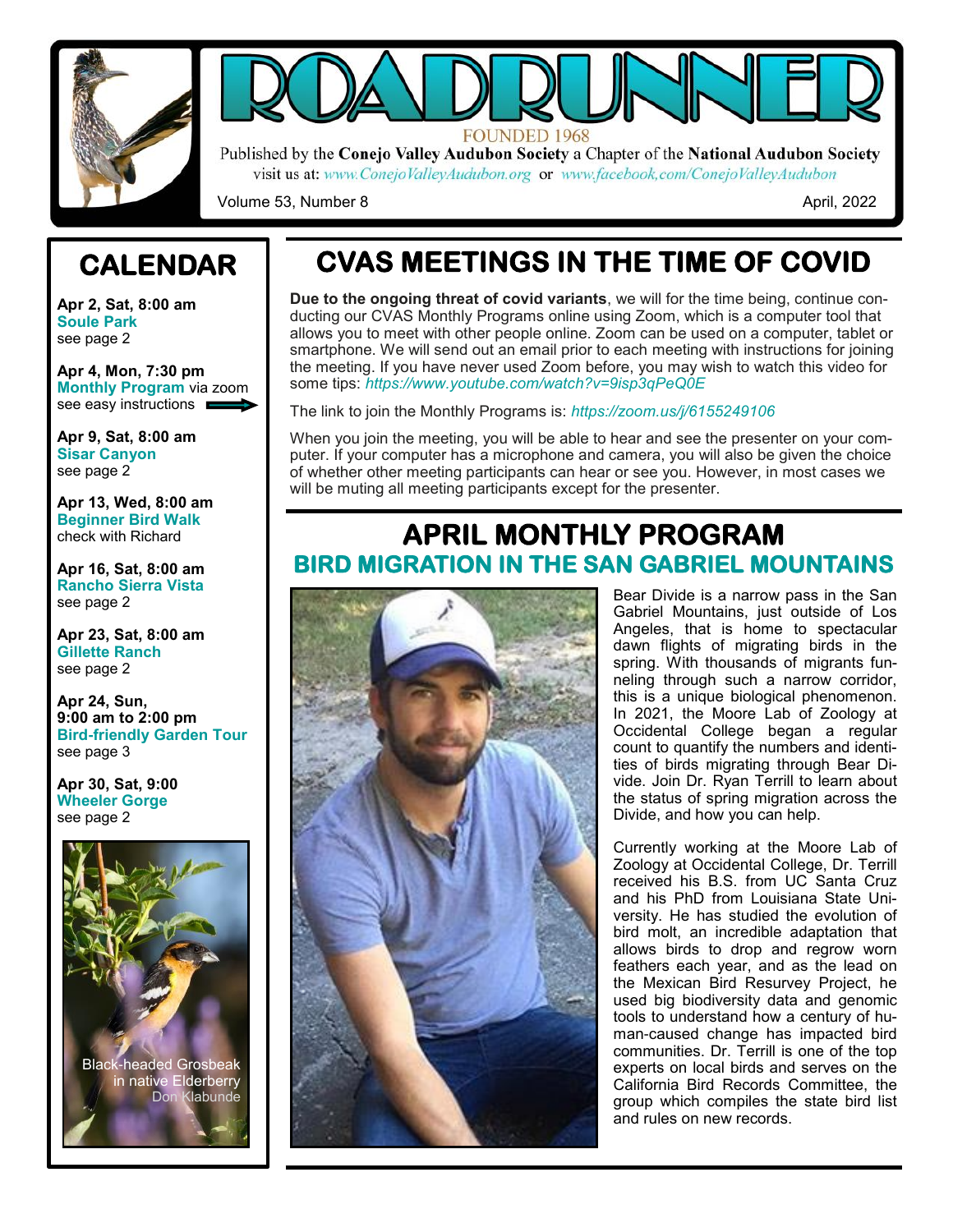# ROADRUNNER

FOUNDED 1968

Published by the **Conejo Valley Audubon Society** a Chapter of the **National Audubon Society**

visit us at: *www.ConejoValleyAudubon.org* or *www.facebook.com/ConejoValleyAudubon*

Volume 53, Number 8

April, 2022

## CALENDAR

**Apr 2, Sat, 8:00 am**
**Soule Park**
see page 2

**Apr 4, Mon, 7:30 pm**
**Monthly Program** via zoom
see easy instructions

**Apr 9, Sat, 8:00 am**
**Sisar Canyon**
see page 2

**Apr 13, Wed, 8:00 am**
**Beginner Bird Walk**
check with Richard

**Apr 16, Sat, 8:00 am**
**Rancho Sierra Vista**
see page 2

**Apr 23, Sat, 8:00 am**
**Gillette Ranch**
see page 2

**Apr 24, Sun,**
**9:00 am to 2:00 pm**
**Bird-friendly Garden Tour**
see page 3

**Apr 30, Sat, 9:00**
**Wheeler Gorge**
see page 2

Black-headed Grosbeak in native Elderberry
Don Klabunde

## CVAS MEETINGS IN THE TIME OF COVID

**Due to the ongoing threat of covid variants**, we will for the time being, continue conducting our CVAS Monthly Programs online using Zoom, which is a computer tool that allows you to meet with other people online. Zoom can be used on a computer, tablet or smartphone. We will send out an email prior to each meeting with instructions for joining the meeting. If you have never used Zoom before, you may wish to watch this video for some tips: *https://www.youtube.com/watch?v=9isp3qPeQ0E*

The link to join the Monthly Programs is: *https://zoom.us/j/6155249106*

When you join the meeting, you will be able to hear and see the presenter on your computer. If your computer has a microphone and camera, you will also be given the choice of whether other meeting participants can hear or see you. However, in most cases we will be muting all meeting participants except for the presenter.

## APRIL MONTHLY PROGRAM

### BIRD MIGRATION IN THE SAN GABRIEL MOUNTAINS

Bear Divide is a narrow pass in the San Gabriel Mountains, just outside of Los Angeles, that is home to spectacular dawn flights of migrating birds in the spring. With thousands of migrants funneling through such a narrow corridor, this is a unique biological phenomenon. In 2021, the Moore Lab of Zoology at Occidental College began a regular count to quantify the numbers and identities of birds migrating through Bear Divide. Join Dr. Ryan Terrill to learn about the status of spring migration across the Divide, and how you can help.

Currently working at the Moore Lab of Zoology at Occidental College, Dr. Terrill received his B.S. from UC Santa Cruz and his PhD from Louisiana State University. He has studied the evolution of bird molt, an incredible adaptation that allows birds to drop and regrow worn feathers each year, and as the lead on the Mexican Bird Resurvey Project, he used big biodiversity data and genomic tools to understand how a century of human-caused change has impacted bird communities. Dr. Terrill is one of the top experts on local birds and serves on the California Bird Records Committee, the group which compiles the state bird list and rules on new records.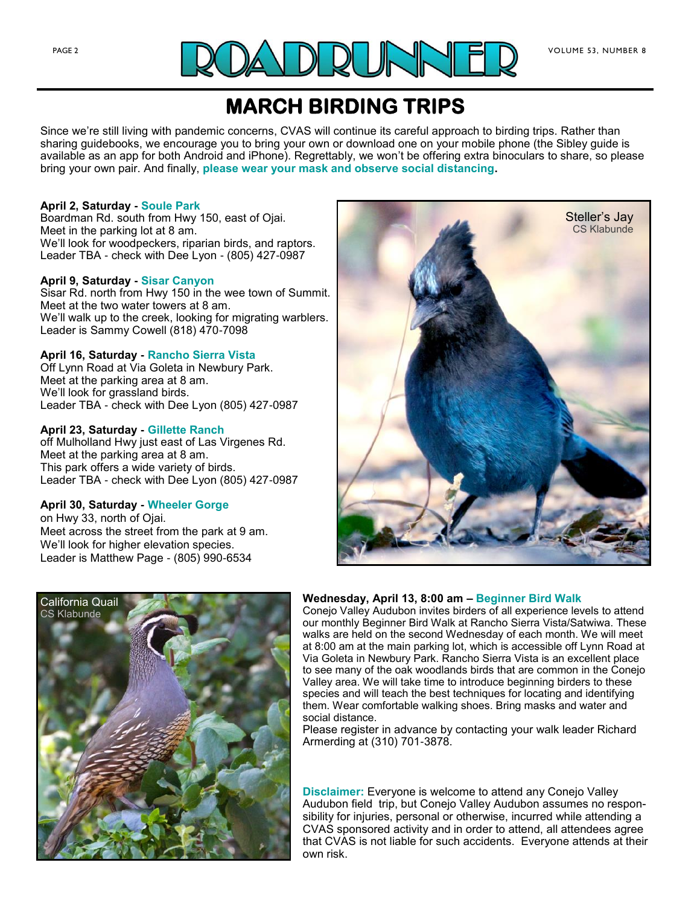# MARCH BIRDING TRIPS

Since we're still living with pandemic concerns, CVAS will continue its careful approach to birding trips. Rather than sharing guidebooks, we encourage you to bring your own or download one on your mobile phone (the Sibley guide is available as an app for both Android and iPhone). Regrettably, we won't be offering extra binoculars to share, so please bring your own pair. And finally, **please wear your mask and observe social distancing.**

**April 2, Saturday - Soule Park**
Boardman Rd. south from Hwy 150, east of Ojai.
Meet in the parking lot at 8 am.
We'll look for woodpeckers, riparian birds, and raptors.
Leader TBA - check with Dee Lyon - (805) 427-0987

**April 9, Saturday - Sisar Canyon**
Sisar Rd. north from Hwy 150 in the wee town of Summit.
Meet at the two water towers at 8 am.
We'll walk up to the creek, looking for migrating warblers.
Leader is Sammy Cowell (818) 470-7098

**April 16, Saturday - Rancho Sierra Vista**
Off Lynn Road at Via Goleta in Newbury Park.
Meet at the parking area at 8 am.
We'll look for grassland birds.
Leader TBA - check with Dee Lyon (805) 427-0987

**April 23, Saturday - Gillette Ranch**
off Mulholland Hwy just east of Las Virgenes Rd.
Meet at the parking area at 8 am.
This park offers a wide variety of birds.
Leader TBA - check with Dee Lyon (805) 427-0987

**April 30, Saturday - Wheeler Gorge**
on Hwy 33, north of Ojai.
Meet across the street from the park at 9 am.
We'll look for higher elevation species.
Leader is Matthew Page - (805) 990-6534

Steller's Jay
CS Klabunde

California Quail
CS Klabunde

**Wednesday, April 13, 8:00 am – Beginner Bird Walk**
Conejo Valley Audubon invites birders of all experience levels to attend our monthly Beginner Bird Walk at Rancho Sierra Vista/Satwiwa. These walks are held on the second Wednesday of each month. We will meet at 8:00 am at the main parking lot, which is accessible off Lynn Road at Via Goleta in Newbury Park. Rancho Sierra Vista is an excellent place to see many of the oak woodlands birds that are common in the Conejo Valley area. We will take time to introduce beginning birders to these species and will teach the best techniques for locating and identifying them. Wear comfortable walking shoes. Bring masks and water and social distance.
Please register in advance by contacting your walk leader Richard Armerding at (310) 701-3878.

**Disclaimer:** Everyone is welcome to attend any Conejo Valley Audubon field trip, but Conejo Valley Audubon assumes no responsibility for injuries, personal or otherwise, incurred while attending a CVAS sponsored activity and in order to attend, all attendees agree that CVAS is not liable for such accidents. Everyone attends at their own risk.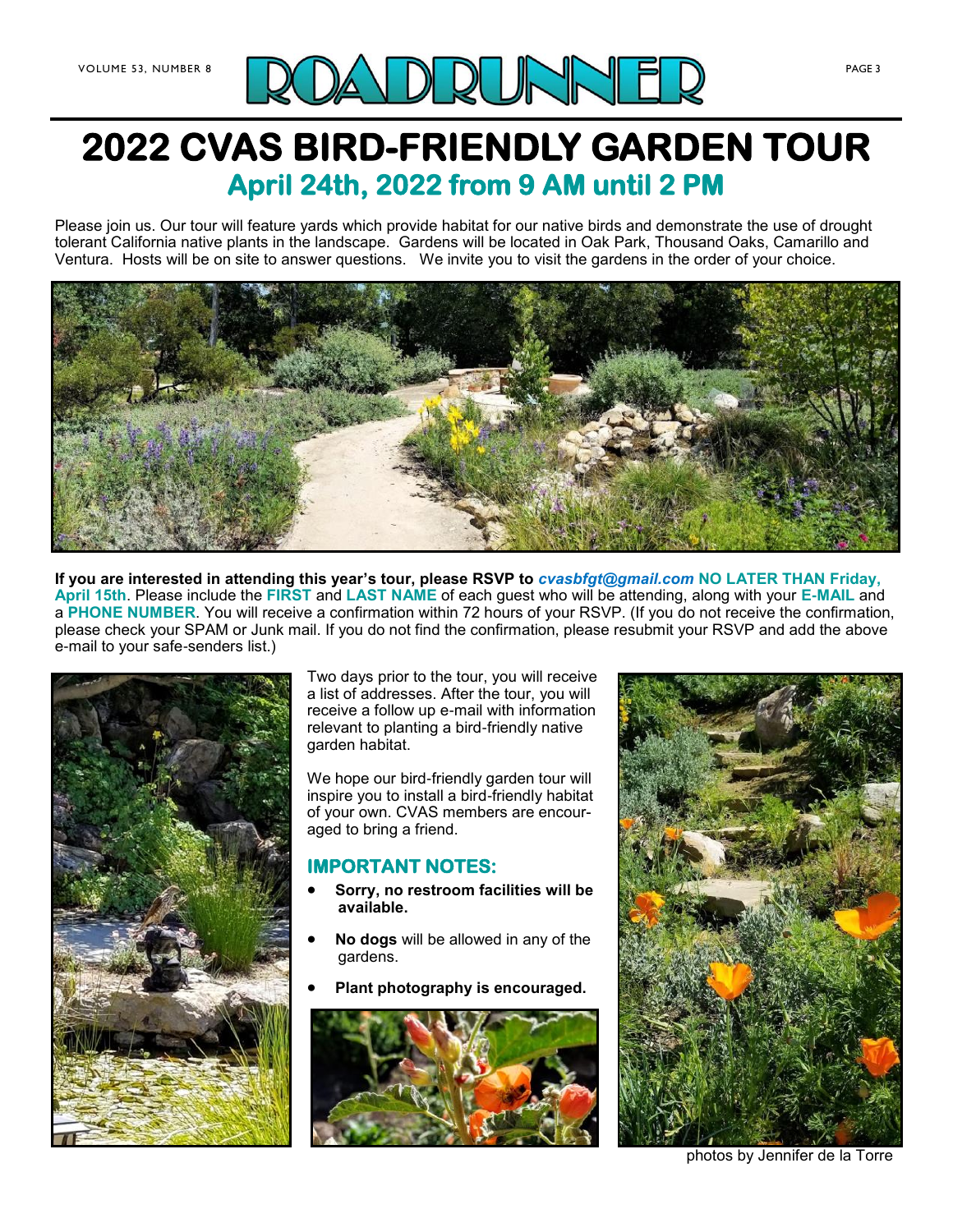# 2022 CVAS BIRD-FRIENDLY GARDEN TOUR

## April 24th, 2022 from 9 AM until 2 PM

Please join us. Our tour will feature yards which provide habitat for our native birds and demonstrate the use of drought tolerant California native plants in the landscape. Gardens will be located in Oak Park, Thousand Oaks, Camarillo and Ventura. Hosts will be on site to answer questions. We invite you to visit the gardens in the order of your choice.

**If you are interested in attending this year's tour, please RSVP to *cvasbfgt@gmail.com* NO LATER THAN Friday, April 15th**. Please include the **FIRST** and **LAST NAME** of each guest who will be attending, along with your **E-MAIL** and a **PHONE NUMBER**. You will receive a confirmation within 72 hours of your RSVP. (If you do not receive the confirmation, please check your SPAM or Junk mail. If you do not find the confirmation, please resubmit your RSVP and add the above e-mail to your safe-senders list.)

Two days prior to the tour, you will receive a list of addresses. After the tour, you will receive a follow up e-mail with information relevant to planting a bird-friendly native garden habitat.

We hope our bird-friendly garden tour will inspire you to install a bird-friendly habitat of your own. CVAS members are encouraged to bring a friend.

### IMPORTANT NOTES:

- **Sorry, no restroom facilities will be available.**
- **No dogs** will be allowed in any of the gardens.
- **Plant photography is encouraged.**

photos by Jennifer de la Torre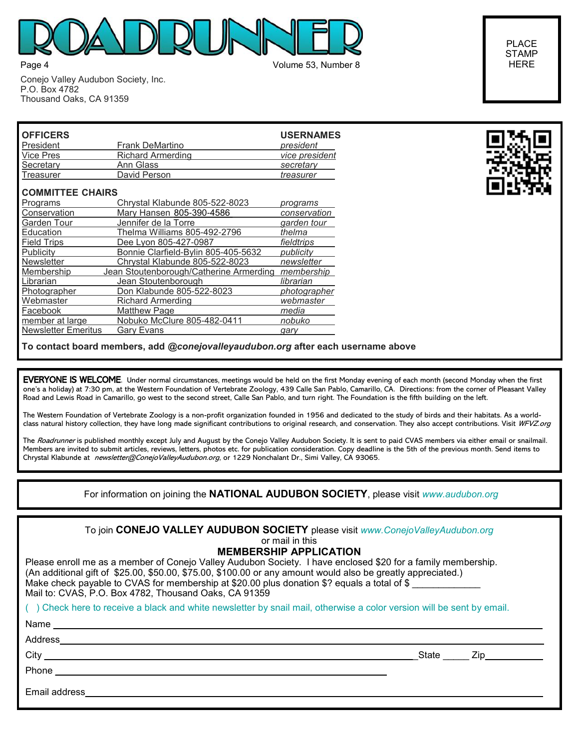# ROADRUNNER

Conejo Valley Audubon Society, Inc.
P.O. Box 4782
Thousand Oaks, CA 91359

PLACE STAMP HERE

| OFFICERS | | USERNAMES |
|---|---|---|
| President | Frank DeMartino | *president* |
| Vice Pres | Richard Armerding | *vice president* |
| Secretary | Ann Glass | *secretary* |
| Treasurer | David Person | *treasurer* |
| **COMMITTEE CHAIRS** | | |
| Programs | Chrystal Klabunde 805-522-8023 | *programs* |
| Conservation | Mary Hansen 805-390-4586 | *conservation* |
| Garden Tour | Jennifer de la Torre | *garden tour* |
| Education | Thelma Williams 805-492-2796 | *thelma* |
| Field Trips | Dee Lyon 805-427-0987 | *fieldtrips* |
| Publicity | Bonnie Clarfield-Bylin 805-405-5632 | *publicity* |
| Newsletter | Chrystal Klabunde 805-522-8023 | *newsletter* |
| Membership | Jean Stoutenborough/Catherine Armerding | *membership* |
| Librarian | Jean Stoutenborough | *librarian* |
| Photographer | Don Klabunde 805-522-8023 | *photographer* |
| Webmaster | Richard Armerding | *webmaster* |
| Facebook | Matthew Page | *media* |
| member at large | Nobuko McClure 805-482-0411 | *nobuko* |
| Newsletter Emeritus | Gary Evans | *gary* |

**To contact board members, add *@conejovalleyaudubon.org* after each username above**

**EVERYONE IS WELCOME**. Under normal circumstances, meetings would be held on the first Monday evening of each month (second Monday when the first one's a holiday) at 7:30 pm, at the Western Foundation of Vertebrate Zoology, 439 Calle San Pablo, Camarillo, CA. Directions: from the corner of Pleasant Valley Road and Lewis Road in Camarillo, go west to the second street, Calle San Pablo, and turn right. The Foundation is the fifth building on the left.

The Western Foundation of Vertebrate Zoology is a non-profit organization founded in 1956 and dedicated to the study of birds and their habitats. As a world-class natural history collection, they have long made significant contributions to original research, and conservation. They also accept contributions. Visit *WFVZ.org*

The *Roadrunner* is published monthly except July and August by the Conejo Valley Audubon Society. It is sent to paid CVAS members via either email or snailmail. Members are invited to submit articles, reviews, letters, photos etc. for publication consideration. Copy deadline is the 5th of the previous month. Send items to Chrystal Klabunde at *newsletter@ConejoValleyAudubon.org*, or 1229 Nonchalant Dr., Simi Valley, CA 93065.

For information on joining the **NATIONAL AUDUBON SOCIETY**, please visit *www.audubon.org*

To join **CONEJO VALLEY AUDUBON SOCIETY** please visit *www.ConejoValleyAudubon.org*
or mail in this

## MEMBERSHIP APPLICATION

Please enroll me as a member of Conejo Valley Audubon Society. I have enclosed $20 for a family membership.
(An additional gift of $25.00, $50.00, $75.00, $100.00 or any amount would also be greatly appreciated.)
Make check payable to CVAS for membership at $20.00 plus donation $? equals a total of $ ____________
Mail to: CVAS, P.O. Box 4782, Thousand Oaks, CA 91359

( ) Check here to receive a black and white newsletter by snail mail, otherwise a color version will be sent by email.

Name ______________________________

Address ______________________________

City ______________________________ State _____ Zip __________

Phone ______________________________

Email address ______________________________